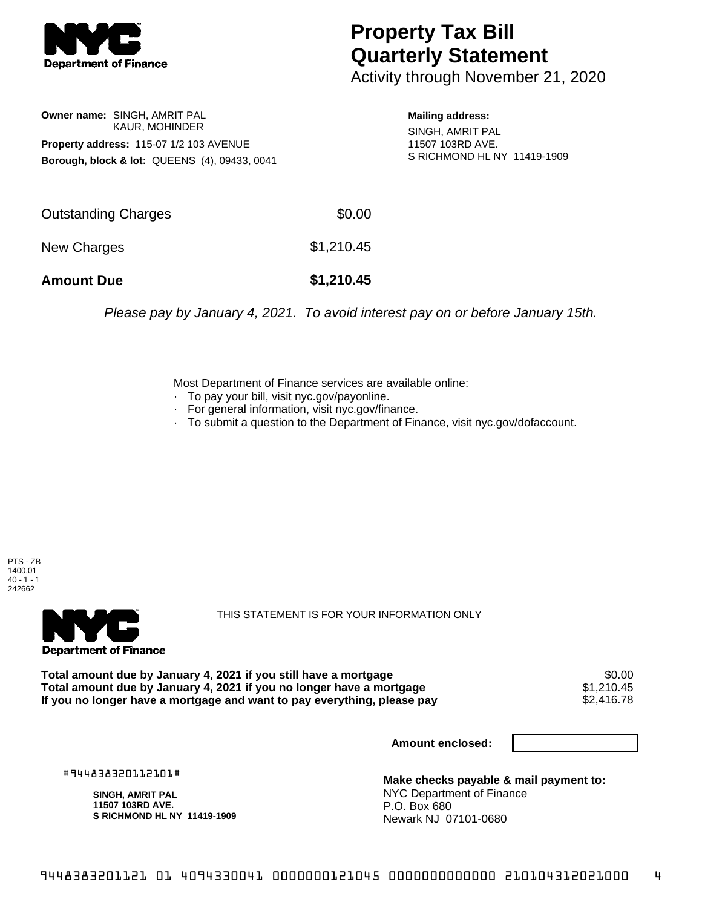# Property Tax Bill Quarterly Statement

Activity through November 21, 2020

**Owner name:** SINGH, AMRIT PAL
KAUR, MOHINDER

**Property address:** 115-07 1/2 103 AVENUE

**Borough, block & lot:** QUEENS (4), 09433, 0041

**Mailing address:**
SINGH, AMRIT PAL
11507 103RD AVE.
S RICHMOND HL NY 11419-1909

| | |
|---|---|
| Outstanding Charges | $0.00 |
| New Charges | $1,210.45 |
| **Amount Due** | **$1,210.45** |

*Please pay by January 4, 2021. To avoid interest pay on or before January 15th.*

Most Department of Finance services are available online:

- To pay your bill, visit nyc.gov/payonline.
- For general information, visit nyc.gov/finance.
- To submit a question to the Department of Finance, visit nyc.gov/dofaccount.

PTS - ZB
1400.01
40 - 1 - 1
242662

THIS STATEMENT IS FOR YOUR INFORMATION ONLY

| | |
|---|---|
| **Total amount due by January 4, 2021 if you still have a mortgage** | $0.00 |
| **Total amount due by January 4, 2021 if you no longer have a mortgage** | $1,210.45 |
| **If you no longer have a mortgage and want to pay everything, please pay** | $2,416.78 |

**Amount enclosed:**

#944838320112101#

**SINGH, AMRIT PAL**
**11507 103RD AVE.**
**S RICHMOND HL NY 11419-1909**

**Make checks payable & mail payment to:**
NYC Department of Finance
P.O. Box 680
Newark NJ 07101-0680

9448383201121 01 4094330041 0000000121045 0000000000000 210104312021000 4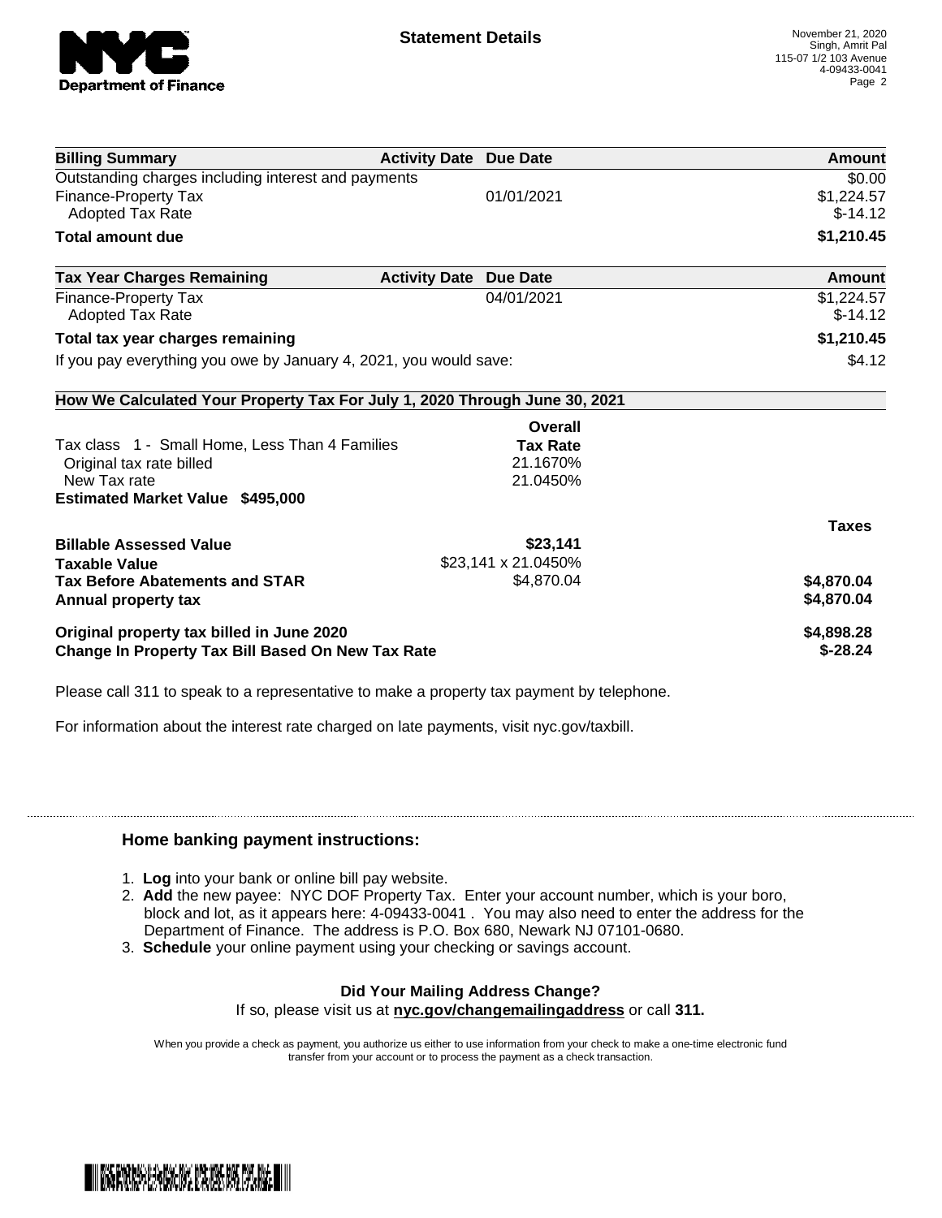# Statement Details

November 21, 2020
Singh, Amrit Pal
115-07 1/2 103 Avenue
4-09433-0041

| Billing Summary | Activity Date | Due Date | Amount |
|---|---|---|---|
| Outstanding charges including interest and payments | | | $0.00 |
| Finance-Property Tax | | 01/01/2021 | $1,224.57 |
| Adopted Tax Rate | | | $-14.12 |
| **Total amount due** | | | **$1,210.45** |

| Tax Year Charges Remaining | Activity Date | Due Date | Amount |
|---|---|---|---|
| Finance-Property Tax | | 04/01/2021 | $1,224.57 |
| Adopted Tax Rate | | | $-14.12 |
| **Total tax year charges remaining** | | | **$1,210.45** |
| If you pay everything you owe by January 4, 2021, you would save: | | | $4.12 |

**How We Calculated Your Property Tax For July 1, 2020 Through June 30, 2021**

| | Overall Tax Rate | Taxes |
|---|---|---|
| Tax class 1 - Small Home, Less Than 4 Families | | |
| Original tax rate billed | 21.1670% | |
| New Tax rate | 21.0450% | |
| **Estimated Market Value $495,000** | | |
| **Billable Assessed Value** | **$23,141** | |
| **Taxable Value** | $23,141 x 21.0450% | |
| **Tax Before Abatements and STAR** | $4,870.04 | **$4,870.04** |
| **Annual property tax** | | **$4,870.04** |
| **Original property tax billed in June 2020** | | **$4,898.28** |
| **Change In Property Tax Bill Based On New Tax Rate** | | **$-28.24** |

Please call 311 to speak to a representative to make a property tax payment by telephone.

For information about the interest rate charged on late payments, visit nyc.gov/taxbill.

## Home banking payment instructions:

1. **Log** into your bank or online bill pay website.
2. **Add** the new payee: NYC DOF Property Tax. Enter your account number, which is your boro, block and lot, as it appears here: 4-09433-0041 . You may also need to enter the address for the Department of Finance. The address is P.O. Box 680, Newark NJ 07101-0680.
3. **Schedule** your online payment using your checking or savings account.

**Did Your Mailing Address Change?**
If so, please visit us at **nyc.gov/changemailingaddress** or call **311.**

When you provide a check as payment, you authorize us either to use information from your check to make a one-time electronic fund transfer from your account or to process the payment as a check transaction.